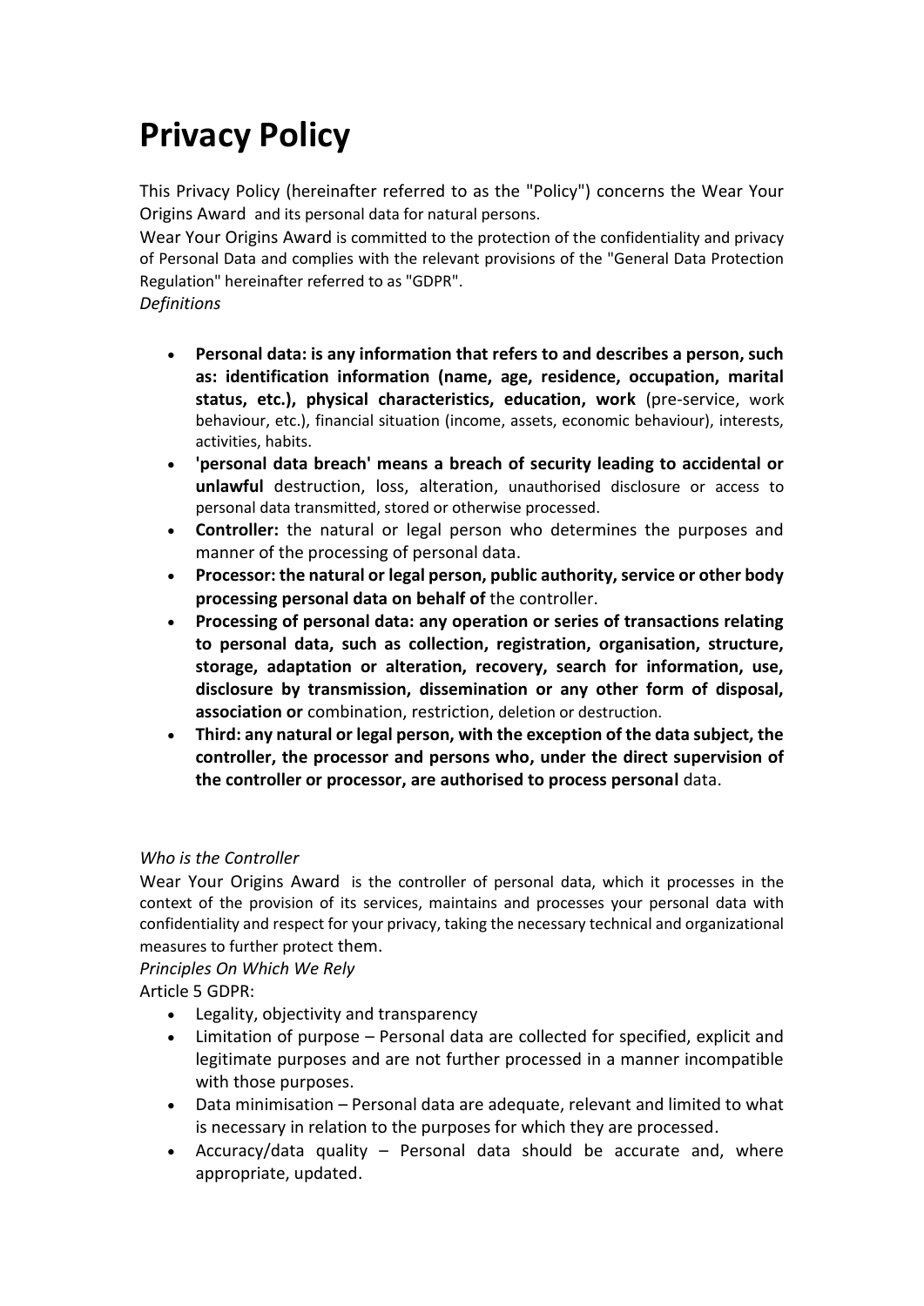# Privacy Policy

This Privacy Policy (hereinafter referred to as the "Policy") concerns the Wear Your Origins Award and its personal data for natural persons.

Wear Your Origins Award is committed to the protection of the confidentiality and privacy of Personal Data and complies with the relevant provisions of the "General Data Protection Regulation" hereinafter referred to as "GDPR".

*Definitions*

- **Personal data: is any information that refers to and describes a person, such as: identification information (name, age, residence, occupation, marital status, etc.), physical characteristics, education, work** (pre-service, work behaviour, etc.), financial situation (income, assets, economic behaviour), interests, activities, habits.
- **'personal data breach' means a breach of security leading to accidental or unlawful** destruction, loss, alteration, unauthorised disclosure or access to personal data transmitted, stored or otherwise processed.
- **Controller:** the natural or legal person who determines the purposes and manner of the processing of personal data.
- **Processor: the natural or legal person, public authority, service or other body processing personal data on behalf of** the controller.
- **Processing of personal data: any operation or series of transactions relating to personal data, such as collection, registration, organisation, structure, storage, adaptation or alteration, recovery, search for information, use, disclosure by transmission, dissemination or any other form of disposal, association or** combination, restriction, deletion or destruction.
- **Third: any natural or legal person, with the exception of the data subject, the controller, the processor and persons who, under the direct supervision of the controller or processor, are authorised to process personal** data.

*Who is the Controller*

Wear Your Origins Award is the controller of personal data, which it processes in the context of the provision of its services, maintains and processes your personal data with confidentiality and respect for your privacy, taking the necessary technical and organizational measures to further protect them.

*Principles On Which We Rely*

Article 5 GDPR:

- Legality, objectivity and transparency
- Limitation of purpose – Personal data are collected for specified, explicit and legitimate purposes and are not further processed in a manner incompatible with those purposes.
- Data minimisation – Personal data are adequate, relevant and limited to what is necessary in relation to the purposes for which they are processed.
- Accuracy/data quality – Personal data should be accurate and, where appropriate, updated.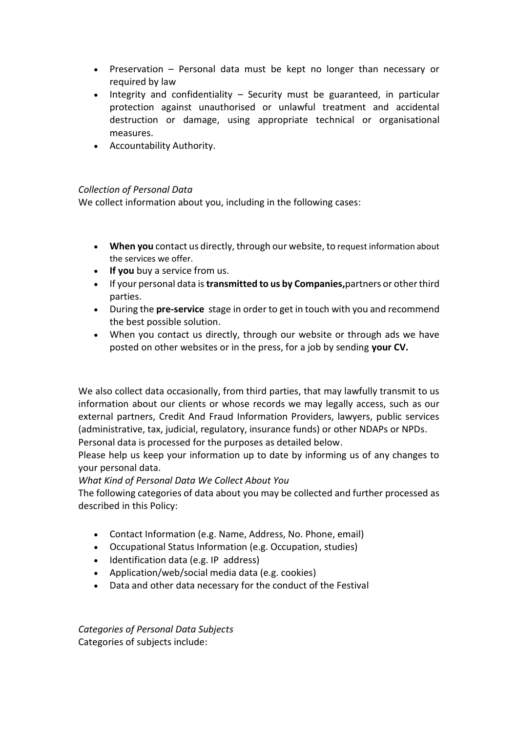- Preservation – Personal data must be kept no longer than necessary or required by law
- Integrity and confidentiality – Security must be guaranteed, in particular protection against unauthorised or unlawful treatment and accidental destruction or damage, using appropriate technical or organisational measures.
- Accountability Authority.

*Collection of Personal Data*

We collect information about you, including in the following cases:

- **When you** contact us directly, through our website, to request information about the services we offer.
- **If you** buy a service from us.
- If your personal data is **transmitted to us by Companies,**partners or other third parties.
- During the **pre-service** stage in order to get in touch with you and recommend the best possible solution.
- When you contact us directly, through our website or through ads we have posted on other websites or in the press, for a job by sending **your CV.**

We also collect data occasionally, from third parties, that may lawfully transmit to us information about our clients or whose records we may legally access, such as our external partners, Credit And Fraud Information Providers, lawyers, public services (administrative, tax, judicial, regulatory, insurance funds) or other NDAPs or NPDs.

Personal data is processed for the purposes as detailed below.

Please help us keep your information up to date by informing us of any changes to your personal data.

*What Kind of Personal Data We Collect About You*

The following categories of data about you may be collected and further processed as described in this Policy:

- Contact Information (e.g. Name, Address, No. Phone, email)
- Occupational Status Information (e.g. Occupation, studies)
- Identification data (e.g. IP address)
- Application/web/social media data (e.g. cookies)
- Data and other data necessary for the conduct of the Festival

*Categories of Personal Data Subjects*

Categories of subjects include: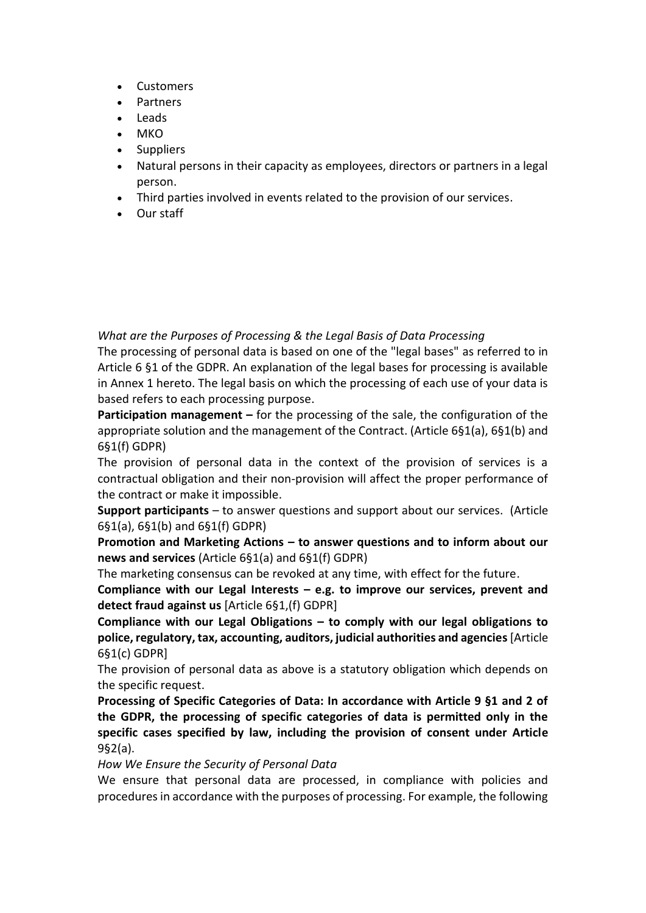- Customers
- Partners
- Leads
- MKO
- Suppliers
- Natural persons in their capacity as employees, directors or partners in a legal person.
- Third parties involved in events related to the provision of our services.
- Our staff

*What are the Purposes of Processing & the Legal Basis of Data Processing*

The processing of personal data is based on one of the "legal bases" as referred to in Article 6 §1 of the GDPR. An explanation of the legal bases for processing is available in Annex 1 hereto. The legal basis on which the processing of each use of your data is based refers to each processing purpose.

**Participation management –** for the processing of the sale, the configuration of the appropriate solution and the management of the Contract. (Article 6§1(a), 6§1(b) and 6§1(f) GDPR)

The provision of personal data in the context of the provision of services is a contractual obligation and their non-provision will affect the proper performance of the contract or make it impossible.

**Support participants** – to answer questions and support about our services. (Article 6§1(a), 6§1(b) and 6§1(f) GDPR)

**Promotion and Marketing Actions – to answer questions and to inform about our news and services** (Article 6§1(a) and 6§1(f) GDPR)

The marketing consensus can be revoked at any time, with effect for the future.

**Compliance with our Legal Interests – e.g. to improve our services, prevent and detect fraud against us** [Article 6§1,(f) GDPR]

**Compliance with our Legal Obligations – to comply with our legal obligations to police, regulatory, tax, accounting, auditors, judicial authorities and agencies** [Article 6§1(c) GDPR]

The provision of personal data as above is a statutory obligation which depends on the specific request.

**Processing of Specific Categories of Data: In accordance with Article 9 §1 and 2 of the GDPR, the processing of specific categories of data is permitted only in the specific cases specified by law, including the provision of consent under Article** 9§2(a).

*How We Ensure the Security of Personal Data*

We ensure that personal data are processed, in compliance with policies and procedures in accordance with the purposes of processing. For example, the following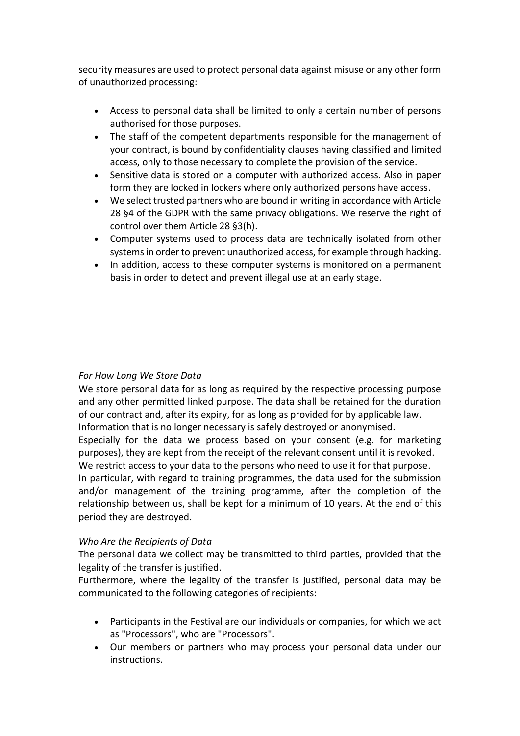security measures are used to protect personal data against misuse or any other form of unauthorized processing:

- Access to personal data shall be limited to only a certain number of persons authorised for those purposes.
- The staff of the competent departments responsible for the management of your contract, is bound by confidentiality clauses having classified and limited access, only to those necessary to complete the provision of the service.
- Sensitive data is stored on a computer with authorized access. Also in paper form they are locked in lockers where only authorized persons have access.
- We select trusted partners who are bound in writing in accordance with Article 28 §4 of the GDPR with the same privacy obligations. We reserve the right of control over them Article 28 §3(h).
- Computer systems used to process data are technically isolated from other systems in order to prevent unauthorized access, for example through hacking.
- In addition, access to these computer systems is monitored on a permanent basis in order to detect and prevent illegal use at an early stage.

*For How Long We Store Data*

We store personal data for as long as required by the respective processing purpose and any other permitted linked purpose. The data shall be retained for the duration of our contract and, after its expiry, for as long as provided for by applicable law.
Information that is no longer necessary is safely destroyed or anonymised.
Especially for the data we process based on your consent (e.g. for marketing purposes), they are kept from the receipt of the relevant consent until it is revoked.
We restrict access to your data to the persons who need to use it for that purpose.
In particular, with regard to training programmes, the data used for the submission and/or management of the training programme, after the completion of the relationship between us, shall be kept for a minimum of 10 years. At the end of this period they are destroyed.

*Who Are the Recipients of Data*

The personal data we collect may be transmitted to third parties, provided that the legality of the transfer is justified.
Furthermore, where the legality of the transfer is justified, personal data may be communicated to the following categories of recipients:

- Participants in the Festival are our individuals or companies, for which we act as "Processors", who are "Processors".
- Our members or partners who may process your personal data under our instructions.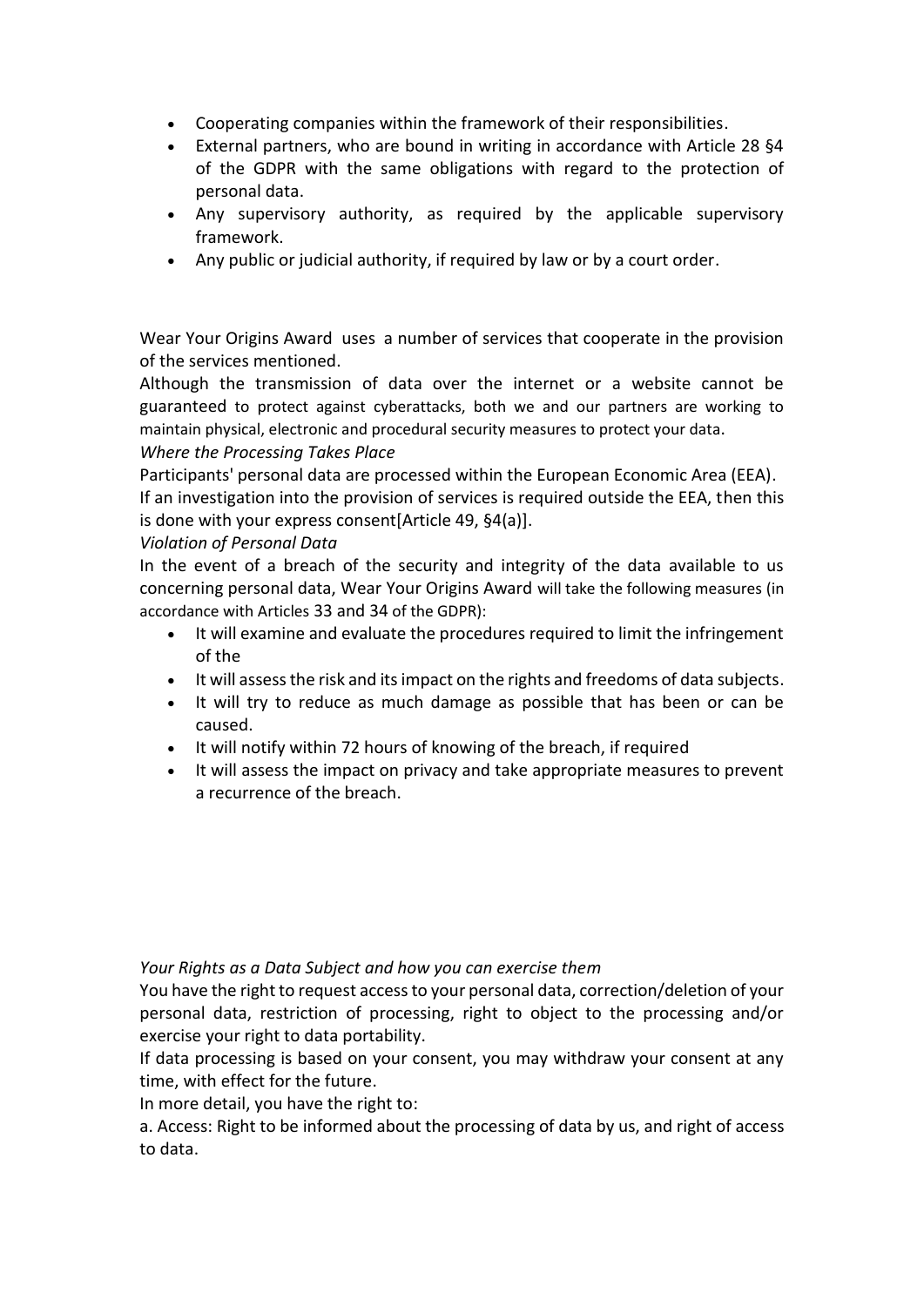- Cooperating companies within the framework of their responsibilities.
- External partners, who are bound in writing in accordance with Article 28 §4 of the GDPR with the same obligations with regard to the protection of personal data.
- Any supervisory authority, as required by the applicable supervisory framework.
- Any public or judicial authority, if required by law or by a court order.

Wear Your Origins Award uses a number of services that cooperate in the provision of the services mentioned.

Although the transmission of data over the internet or a website cannot be guaranteed to protect against cyberattacks, both we and our partners are working to maintain physical, electronic and procedural security measures to protect your data.

*Where the Processing Takes Place*

Participants' personal data are processed within the European Economic Area (EEA).

If an investigation into the provision of services is required outside the EEA, then this is done with your express consent[Article 49, §4(a)].

*Violation of Personal Data*

In the event of a breach of the security and integrity of the data available to us concerning personal data, Wear Your Origins Award will take the following measures (in accordance with Articles 33 and 34 of the GDPR):

- It will examine and evaluate the procedures required to limit the infringement of the
- It will assess the risk and its impact on the rights and freedoms of data subjects.
- It will try to reduce as much damage as possible that has been or can be caused.
- It will notify within 72 hours of knowing of the breach, if required
- It will assess the impact on privacy and take appropriate measures to prevent a recurrence of the breach.

*Your Rights as a Data Subject and how you can exercise them*

You have the right to request access to your personal data, correction/deletion of your personal data, restriction of processing, right to object to the processing and/or exercise your right to data portability.

If data processing is based on your consent, you may withdraw your consent at any time, with effect for the future.

In more detail, you have the right to:

a. Access: Right to be informed about the processing of data by us, and right of access to data.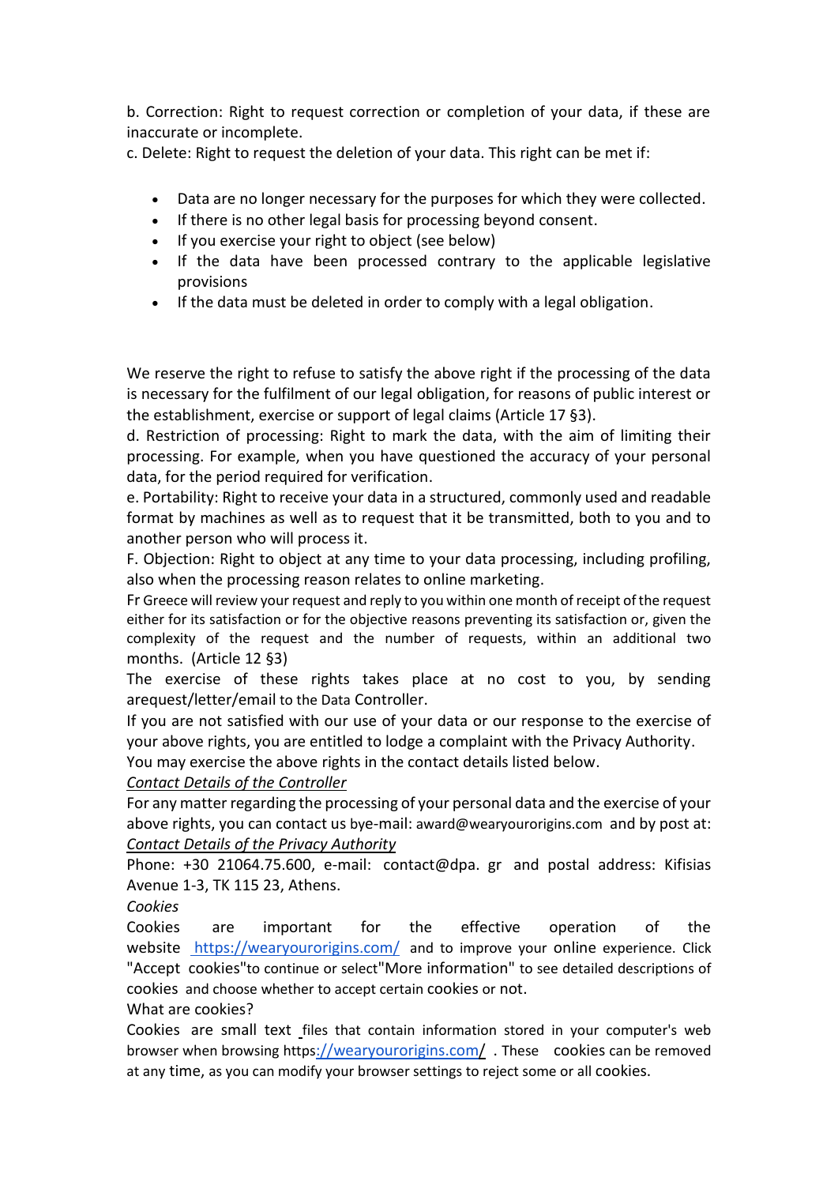b. Correction: Right to request correction or completion of your data, if these are inaccurate or incomplete.

c. Delete: Right to request the deletion of your data. This right can be met if:

- Data are no longer necessary for the purposes for which they were collected.
- If there is no other legal basis for processing beyond consent.
- If you exercise your right to object (see below)
- If the data have been processed contrary to the applicable legislative provisions
- If the data must be deleted in order to comply with a legal obligation.

We reserve the right to refuse to satisfy the above right if the processing of the data is necessary for the fulfilment of our legal obligation, for reasons of public interest or the establishment, exercise or support of legal claims (Article 17 §3).

d. Restriction of processing: Right to mark the data, with the aim of limiting their processing. For example, when you have questioned the accuracy of your personal data, for the period required for verification.

e. Portability: Right to receive your data in a structured, commonly used and readable format by machines as well as to request that it be transmitted, both to you and to another person who will process it.

F. Objection: Right to object at any time to your data processing, including profiling, also when the processing reason relates to online marketing.

Fr Greece will review your request and reply to you within one month of receipt of the request either for its satisfaction or for the objective reasons preventing its satisfaction or, given the complexity of the request and the number of requests, within an additional two months. (Article 12 §3)

The exercise of these rights takes place at no cost to you, by sending arequest/letter/email to the Data Controller.

If you are not satisfied with our use of your data or our response to the exercise of your above rights, you are entitled to lodge a complaint with the Privacy Authority.

You may exercise the above rights in the contact details listed below.

*Contact Details of the Controller*

For any matter regarding the processing of your personal data and the exercise of your above rights, you can contact us bye-mail: award@wearyourorigins.com and by post at:

*Contact Details of the Privacy Authority*

Phone: +30 21064.75.600, e-mail: contact@dpa. gr and postal address: Kifisias Avenue 1-3, TK 115 23, Athens.

*Cookies*

Cookies are important for the effective operation of the website https://wearyourorigins.com/ and to improve your online experience. Click "Accept cookies"to continue or select"More information" to see detailed descriptions of cookies and choose whether to accept certain cookies or not.

What are cookies?

Cookies are small text files that contain information stored in your computer's web browser when browsing https://wearyourorigins.com/ . These cookies can be removed at any time, as you can modify your browser settings to reject some or all cookies.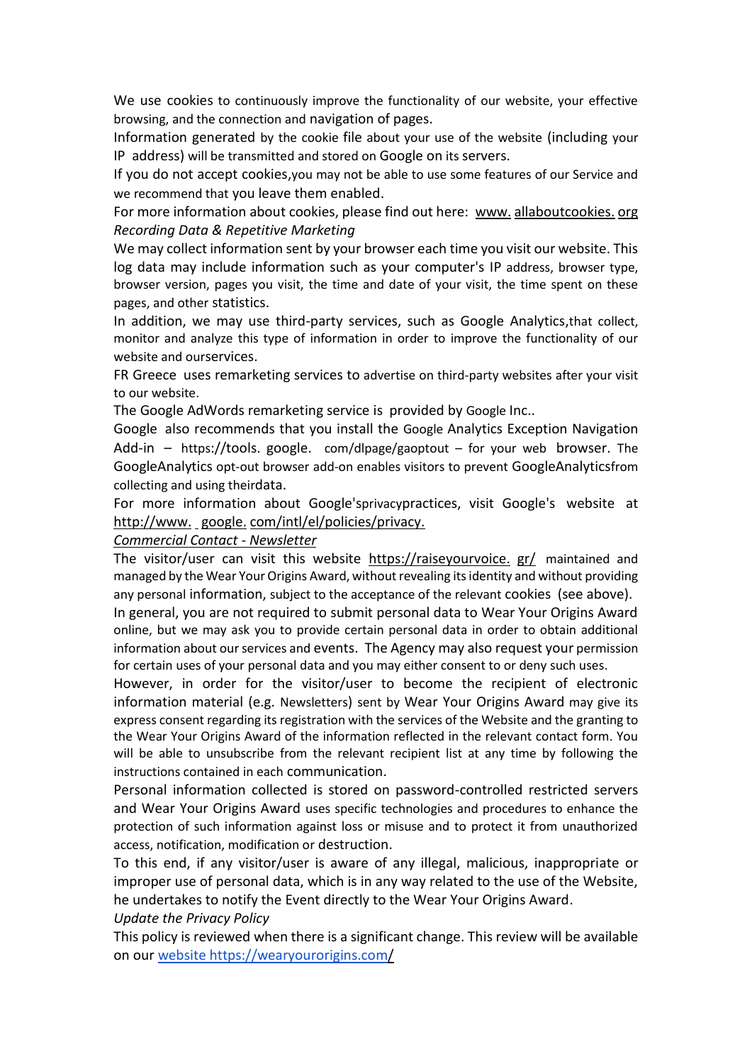We use cookies to continuously improve the functionality of our website, your effective browsing, and the connection and navigation of pages.

Information generated by the cookie file about your use of the website (including your IP address) will be transmitted and stored on Google on its servers.

If you do not accept cookies,you may not be able to use some features of our Service and we recommend that you leave them enabled.

For more information about cookies, please find out here: www. allaboutcookies. org

*Recording Data & Repetitive Marketing*

We may collect information sent by your browser each time you visit our website. This log data may include information such as your computer's IP address, browser type, browser version, pages you visit, the time and date of your visit, the time spent on these pages, and other statistics.

In addition, we may use third-party services, such as Google Analytics,that collect, monitor and analyze this type of information in order to improve the functionality of our website and ourservices.

FR Greece uses remarketing services to advertise on third-party websites after your visit to our website.

The Google AdWords remarketing service is provided by Google Inc..

Google also recommends that you install the Google Analytics Exception Navigation Add-in – https://tools. google. com/dlpage/gaoptout – for your web browser. The GoogleAnalytics opt-out browser add-on enables visitors to prevent GoogleAnalyticsfrom collecting and using theirdata.

For more information about Google'sprivacypractices, visit Google's website at http://www. google. com/intl/el/policies/privacy.

*Commercial Contact - Newsletter*

The visitor/user can visit this website https://raiseyourvoice. gr/ maintained and managed by the Wear Your Origins Award, without revealing its identity and without providing any personal information, subject to the acceptance of the relevant cookies (see above).

In general, you are not required to submit personal data to Wear Your Origins Award online, but we may ask you to provide certain personal data in order to obtain additional information about our services and events. The Agency may also request your permission for certain uses of your personal data and you may either consent to or deny such uses.

However, in order for the visitor/user to become the recipient of electronic information material (e.g. Newsletters) sent by Wear Your Origins Award may give its express consent regarding its registration with the services of the Website and the granting to the Wear Your Origins Award of the information reflected in the relevant contact form. You will be able to unsubscribe from the relevant recipient list at any time by following the instructions contained in each communication.

Personal information collected is stored on password-controlled restricted servers and Wear Your Origins Award uses specific technologies and procedures to enhance the protection of such information against loss or misuse and to protect it from unauthorized access, notification, modification or destruction.

To this end, if any visitor/user is aware of any illegal, malicious, inappropriate or improper use of personal data, which is in any way related to the use of the Website, he undertakes to notify the Event directly to the Wear Your Origins Award.

*Update the Privacy Policy*

This policy is reviewed when there is a significant change. This review will be available on our website https://wearyourorigins.com/